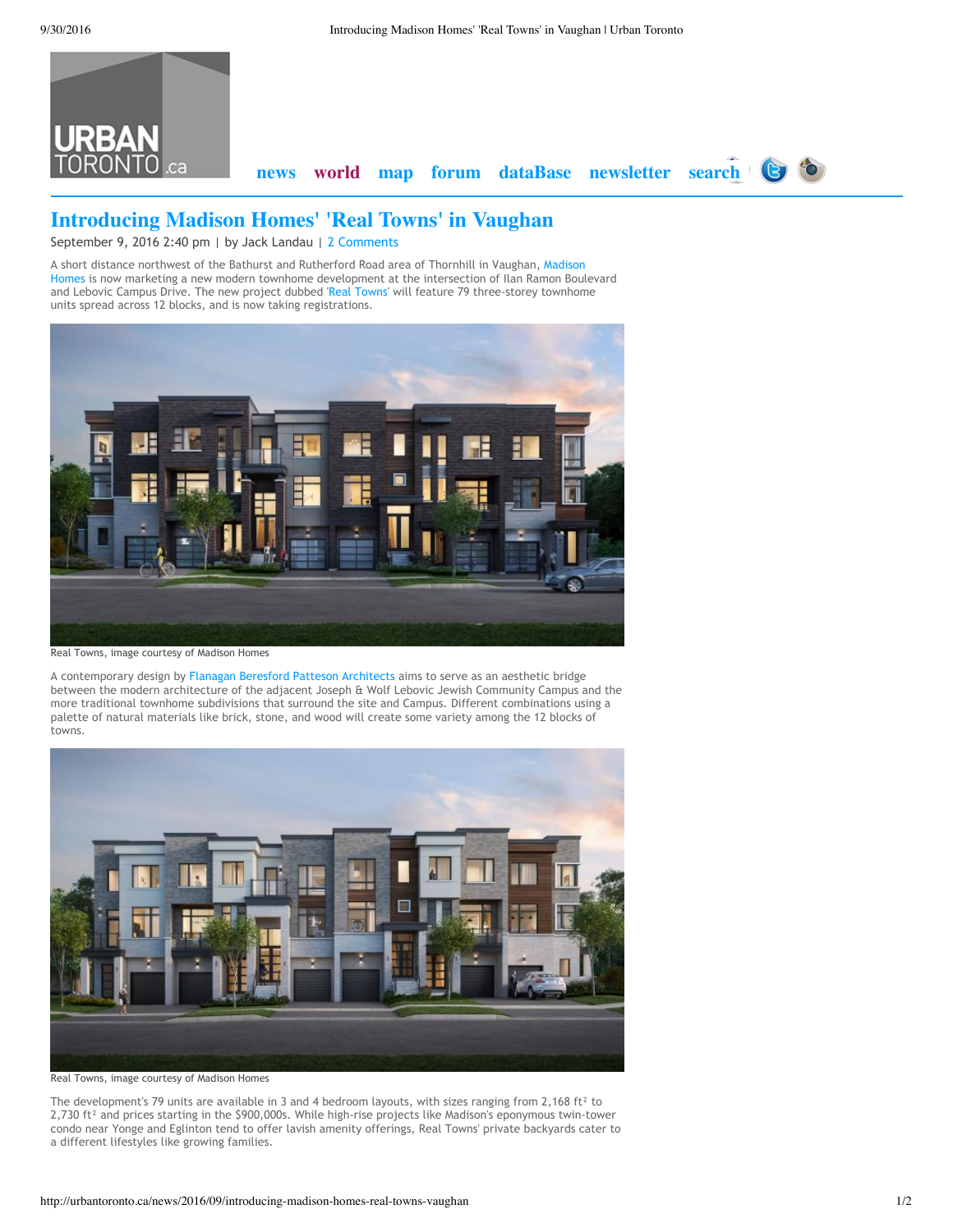URBAN TORONTO.ca

news world map forum dataBase newsletter search

# Introducing Madison Homes' 'Real Towns' in Vaughan

September 9, 2016 2:40 pm | by Jack Landau | 2 Comments

A short distance northwest of the Bathurst and Rutherford Road area of Thornhill in Vaughan, Madison Homes is now marketing a new modern townhome development at the intersection of Ilan Ramon Boulevard and Lebovic Campus Drive. The new project dubbed 'Real Towns' will feature 79 three-storey townhome units spread across 12 blocks, and is now taking registrations.

Real Towns, image courtesy of Madison Homes

A contemporary design by Flanagan Beresford Patteson Architects aims to serve as an aesthetic bridge between the modern architecture of the adjacent Joseph & Wolf Lebovic Jewish Community Campus and the more traditional townhome subdivisions that surround the site and Campus. Different combinations using a palette of natural materials like brick, stone, and wood will create some variety among the 12 blocks of towns.

Real Towns, image courtesy of Madison Homes

The development's 79 units are available in 3 and 4 bedroom layouts, with sizes ranging from 2,168 ft² to 2,730 ft² and prices starting in the $900,000s. While high-rise projects like Madison's eponymous twin-tower condo near Yonge and Eglinton tend to offer lavish amenity offerings, Real Towns' private backyards cater to a different lifestyles like growing families.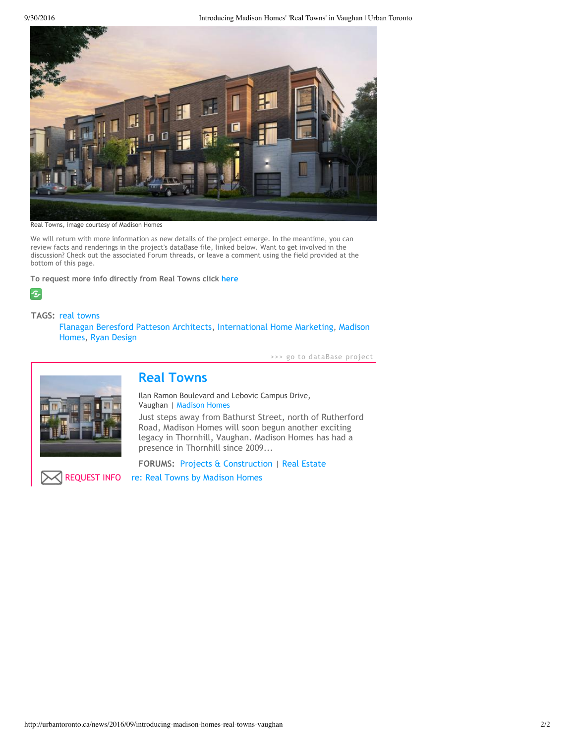Real Towns, image courtesy of Madison Homes

We will return with more information as new details of the project emerge. In the meantime, you can review facts and renderings in the project's dataBase file, linked below. Want to get involved in the discussion? Check out the associated Forum threads, or leave a comment using the field provided at the bottom of this page.

**To request more info directly from Real Towns click here**

**TAGS:** real towns
Flanagan Beresford Patteson Architects, International Home Marketing, Madison Homes, Ryan Design

>>> go to dataBase project

## Real Towns

Ilan Ramon Boulevard and Lebovic Campus Drive, Vaughan | Madison Homes

Just steps away from Bathurst Street, north of Rutherford Road, Madison Homes will soon begun another exciting legacy in Thornhill, Vaughan. Madison Homes has had a presence in Thornhill since 2009...

**FORUMS:** Projects & Construction | Real Estate

REQUEST INFO re: Real Towns by Madison Homes